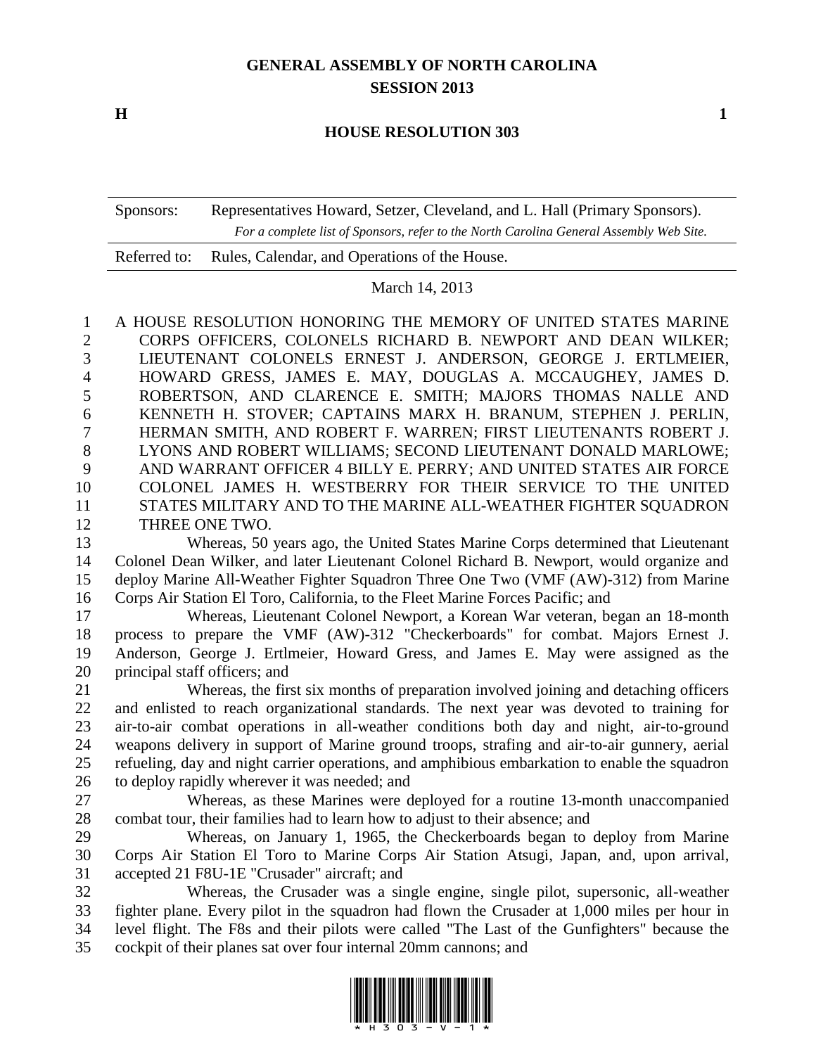**GENERAL ASSEMBLY OF NORTH CAROLINA**
**SESSION 2013**

**H** **1**

**HOUSE RESOLUTION 303**

| | |
|---|---|
| Sponsors: | Representatives Howard, Setzer, Cleveland, and L. Hall (Primary Sponsors). *For a complete list of Sponsors, refer to the North Carolina General Assembly Web Site.* |
| Referred to: | Rules, Calendar, and Operations of the House. |

March 14, 2013

A HOUSE RESOLUTION HONORING THE MEMORY OF UNITED STATES MARINE CORPS OFFICERS, COLONELS RICHARD B. NEWPORT AND DEAN WILKER; LIEUTENANT COLONELS ERNEST J. ANDERSON, GEORGE J. ERTLMEIER, HOWARD GRESS, JAMES E. MAY, DOUGLAS A. MCCAUGHEY, JAMES D. ROBERTSON, AND CLARENCE E. SMITH; MAJORS THOMAS NALLE AND KENNETH H. STOVER; CAPTAINS MARX H. BRANUM, STEPHEN J. PERLIN, HERMAN SMITH, AND ROBERT F. WARREN; FIRST LIEUTENANTS ROBERT J. LYONS AND ROBERT WILLIAMS; SECOND LIEUTENANT DONALD MARLOWE; AND WARRANT OFFICER 4 BILLY E. PERRY; AND UNITED STATES AIR FORCE COLONEL JAMES H. WESTBERRY FOR THEIR SERVICE TO THE UNITED STATES MILITARY AND TO THE MARINE ALL-WEATHER FIGHTER SQUADRON THREE ONE TWO.

Whereas, 50 years ago, the United States Marine Corps determined that Lieutenant Colonel Dean Wilker, and later Lieutenant Colonel Richard B. Newport, would organize and deploy Marine All-Weather Fighter Squadron Three One Two (VMF (AW)-312) from Marine Corps Air Station El Toro, California, to the Fleet Marine Forces Pacific; and

Whereas, Lieutenant Colonel Newport, a Korean War veteran, began an 18-month process to prepare the VMF (AW)-312 "Checkerboards" for combat. Majors Ernest J. Anderson, George J. Ertlmeier, Howard Gress, and James E. May were assigned as the principal staff officers; and

Whereas, the first six months of preparation involved joining and detaching officers and enlisted to reach organizational standards. The next year was devoted to training for air-to-air combat operations in all-weather conditions both day and night, air-to-ground weapons delivery in support of Marine ground troops, strafing and air-to-air gunnery, aerial refueling, day and night carrier operations, and amphibious embarkation to enable the squadron to deploy rapidly wherever it was needed; and

Whereas, as these Marines were deployed for a routine 13-month unaccompanied combat tour, their families had to learn how to adjust to their absence; and

Whereas, on January 1, 1965, the Checkerboards began to deploy from Marine Corps Air Station El Toro to Marine Corps Air Station Atsugi, Japan, and, upon arrival, accepted 21 F8U-1E "Crusader" aircraft; and

Whereas, the Crusader was a single engine, single pilot, supersonic, all-weather fighter plane. Every pilot in the squadron had flown the Crusader at 1,000 miles per hour in level flight. The F8s and their pilots were called "The Last of the Gunfighters" because the cockpit of their planes sat over four internal 20mm cannons; and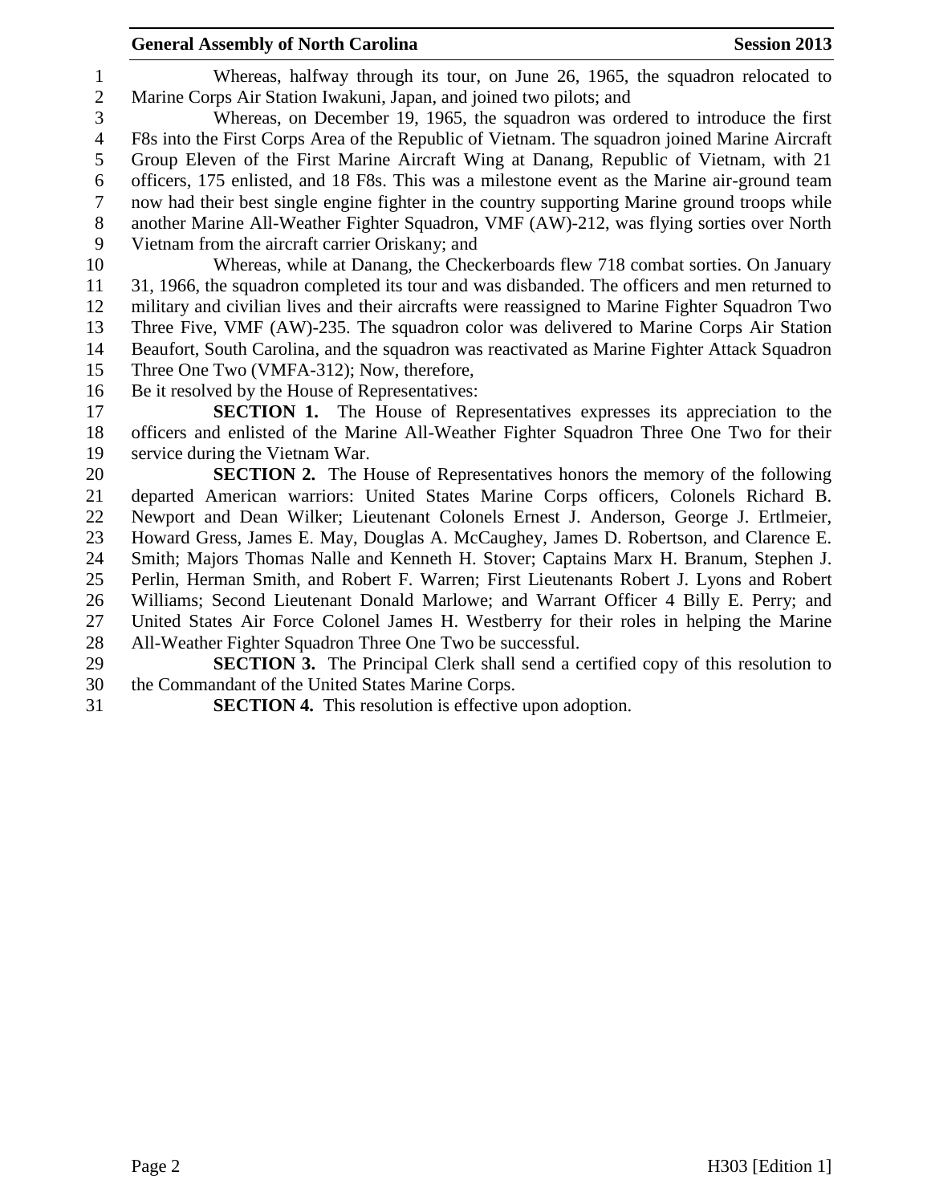Whereas, halfway through its tour, on June 26, 1965, the squadron relocated to Marine Corps Air Station Iwakuni, Japan, and joined two pilots; and

Whereas, on December 19, 1965, the squadron was ordered to introduce the first F8s into the First Corps Area of the Republic of Vietnam. The squadron joined Marine Aircraft Group Eleven of the First Marine Aircraft Wing at Danang, Republic of Vietnam, with 21 officers, 175 enlisted, and 18 F8s. This was a milestone event as the Marine air-ground team now had their best single engine fighter in the country supporting Marine ground troops while another Marine All-Weather Fighter Squadron, VMF (AW)-212, was flying sorties over North Vietnam from the aircraft carrier Oriskany; and

Whereas, while at Danang, the Checkerboards flew 718 combat sorties. On January 31, 1966, the squadron completed its tour and was disbanded. The officers and men returned to military and civilian lives and their aircrafts were reassigned to Marine Fighter Squadron Two Three Five, VMF (AW)-235. The squadron color was delivered to Marine Corps Air Station Beaufort, South Carolina, and the squadron was reactivated as Marine Fighter Attack Squadron Three One Two (VMFA-312); Now, therefore,

Be it resolved by the House of Representatives:

**SECTION 1.** The House of Representatives expresses its appreciation to the officers and enlisted of the Marine All-Weather Fighter Squadron Three One Two for their service during the Vietnam War.

**SECTION 2.** The House of Representatives honors the memory of the following departed American warriors: United States Marine Corps officers, Colonels Richard B. Newport and Dean Wilker; Lieutenant Colonels Ernest J. Anderson, George J. Ertlmeier, Howard Gress, James E. May, Douglas A. McCaughey, James D. Robertson, and Clarence E. Smith; Majors Thomas Nalle and Kenneth H. Stover; Captains Marx H. Branum, Stephen J. Perlin, Herman Smith, and Robert F. Warren; First Lieutenants Robert J. Lyons and Robert Williams; Second Lieutenant Donald Marlowe; and Warrant Officer 4 Billy E. Perry; and United States Air Force Colonel James H. Westberry for their roles in helping the Marine All-Weather Fighter Squadron Three One Two be successful.

**SECTION 3.** The Principal Clerk shall send a certified copy of this resolution to the Commandant of the United States Marine Corps.

**SECTION 4.** This resolution is effective upon adoption.